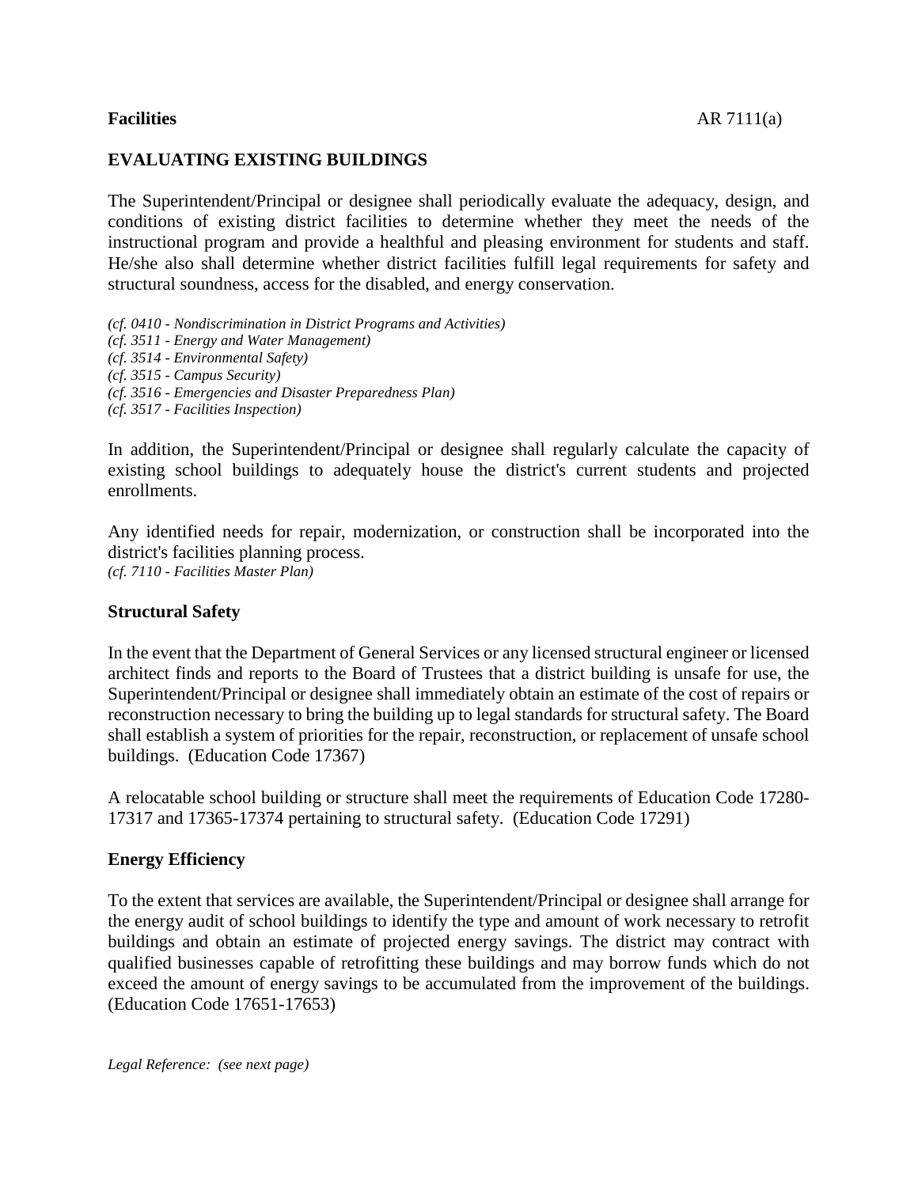**Facilities** AR 7111(a)

## EVALUATING EXISTING BUILDINGS

The Superintendent/Principal or designee shall periodically evaluate the adequacy, design, and conditions of existing district facilities to determine whether they meet the needs of the instructional program and provide a healthful and pleasing environment for students and staff. He/she also shall determine whether district facilities fulfill legal requirements for safety and structural soundness, access for the disabled, and energy conservation.

*(cf. 0410 - Nondiscrimination in District Programs and Activities)*
*(cf. 3511 - Energy and Water Management)*
*(cf. 3514 - Environmental Safety)*
*(cf. 3515 - Campus Security)*
*(cf. 3516 - Emergencies and Disaster Preparedness Plan)*
*(cf. 3517 - Facilities Inspection)*

In addition, the Superintendent/Principal or designee shall regularly calculate the capacity of existing school buildings to adequately house the district's current students and projected enrollments.

Any identified needs for repair, modernization, or construction shall be incorporated into the district's facilities planning process.
*(cf. 7110 - Facilities Master Plan)*

### Structural Safety

In the event that the Department of General Services or any licensed structural engineer or licensed architect finds and reports to the Board of Trustees that a district building is unsafe for use, the Superintendent/Principal or designee shall immediately obtain an estimate of the cost of repairs or reconstruction necessary to bring the building up to legal standards for structural safety. The Board shall establish a system of priorities for the repair, reconstruction, or replacement of unsafe school buildings. (Education Code 17367)

A relocatable school building or structure shall meet the requirements of Education Code 17280-17317 and 17365-17374 pertaining to structural safety. (Education Code 17291)

### Energy Efficiency

To the extent that services are available, the Superintendent/Principal or designee shall arrange for the energy audit of school buildings to identify the type and amount of work necessary to retrofit buildings and obtain an estimate of projected energy savings. The district may contract with qualified businesses capable of retrofitting these buildings and may borrow funds which do not exceed the amount of energy savings to be accumulated from the improvement of the buildings. (Education Code 17651-17653)

*Legal Reference: (see next page)*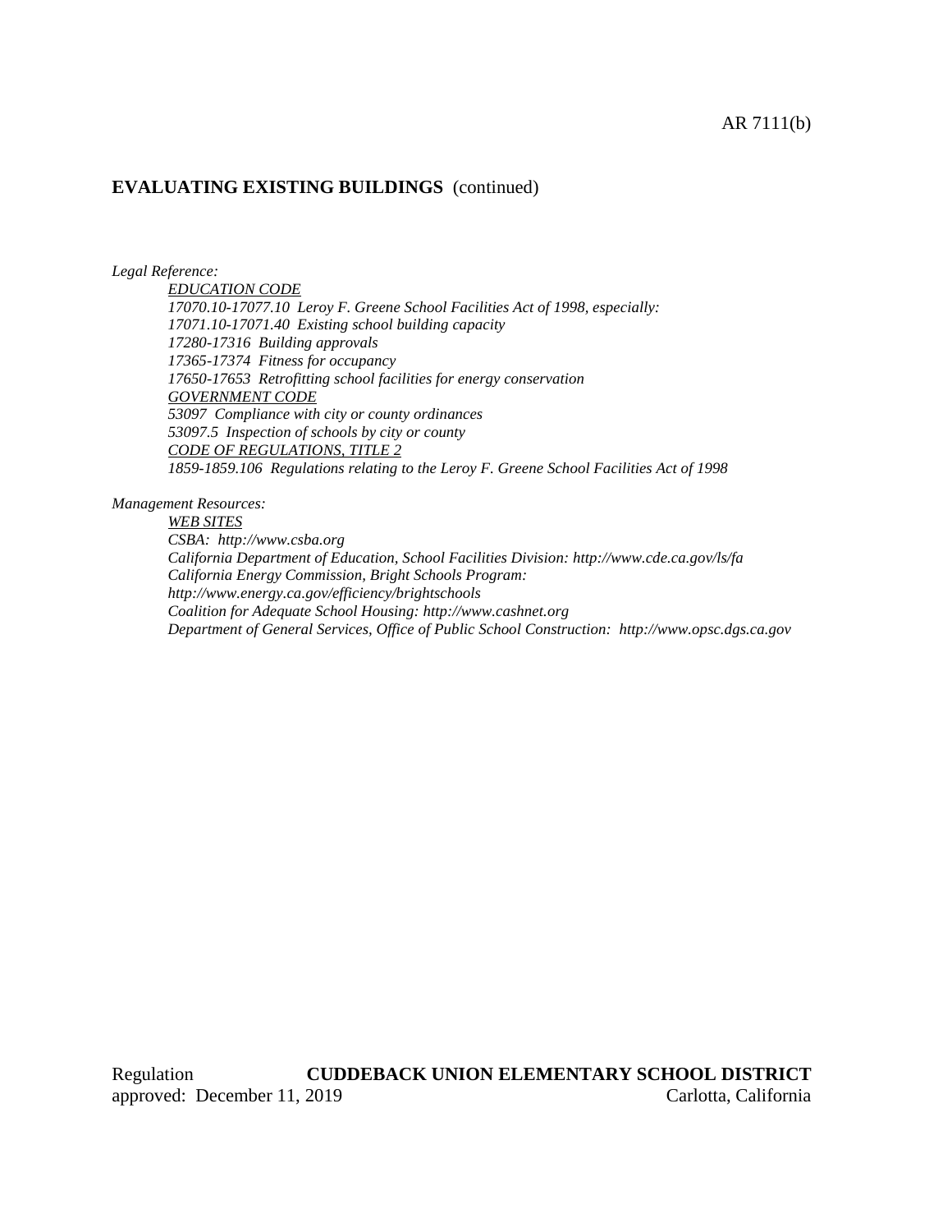## EVALUATING EXISTING BUILDINGS (continued)

*Legal Reference:*

*EDUCATION CODE*
*17070.10-17077.10 Leroy F. Greene School Facilities Act of 1998, especially:*
*17071.10-17071.40 Existing school building capacity*
*17280-17316 Building approvals*
*17365-17374 Fitness for occupancy*
*17650-17653 Retrofitting school facilities for energy conservation*
*GOVERNMENT CODE*
*53097 Compliance with city or county ordinances*
*53097.5 Inspection of schools by city or county*
*CODE OF REGULATIONS, TITLE 2*
*1859-1859.106 Regulations relating to the Leroy F. Greene School Facilities Act of 1998*

*Management Resources:*

*WEB SITES*
*CSBA: http://www.csba.org*
*California Department of Education, School Facilities Division: http://www.cde.ca.gov/ls/fa*
*California Energy Commission, Bright Schools Program:*
*http://www.energy.ca.gov/efficiency/brightschools*
*Coalition for Adequate School Housing: http://www.cashnet.org*
*Department of General Services, Office of Public School Construction: http://www.opsc.dgs.ca.gov*

Regulation **CUDDEBACK UNION ELEMENTARY SCHOOL DISTRICT**
approved: December 11, 2019 Carlotta, California